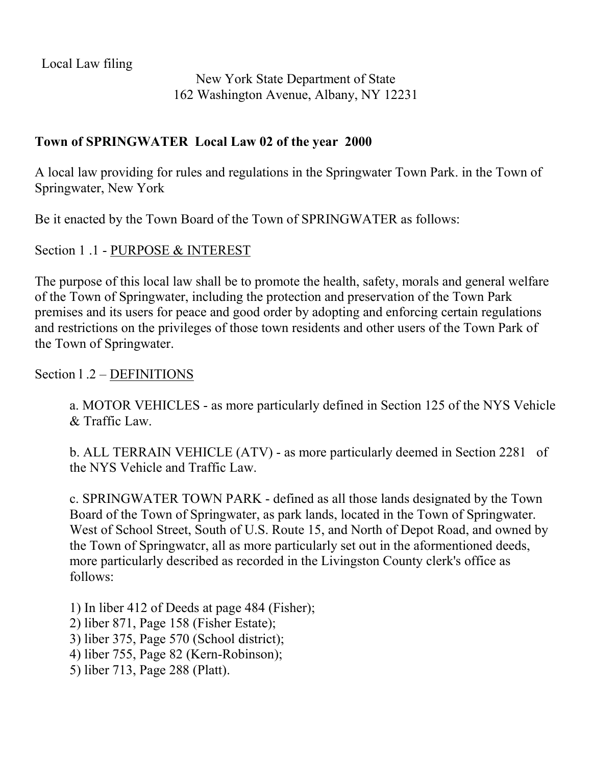Local Law filing

New York State Department of State
162 Washington Avenue, Albany, NY 12231

**Town of SPRINGWATER Local Law 02 of the year 2000**

A local law providing for rules and regulations in the Springwater Town Park. in the Town of Springwater, New York

Be it enacted by the Town Board of the Town of SPRINGWATER as follows:

Section 1 .1 - PURPOSE & INTEREST

The purpose of this local law shall be to promote the health, safety, morals and general welfare of the Town of Springwater, including the protection and preservation of the Town Park premises and its users for peace and good order by adopting and enforcing certain regulations and restrictions on the privileges of those town residents and other users of the Town Park of the Town of Springwater.

Section l .2 – DEFINITIONS

a. MOTOR VEHICLES - as more particularly defined in Section 125 of the NYS Vehicle & Traffic Law.

b. ALL TERRAIN VEHICLE (ATV) - as more particularly deemed in Section 2281 of the NYS Vehicle and Traffic Law.

c. SPRINGWATER TOWN PARK - defined as all those lands designated by the Town Board of the Town of Springwater, as park lands, located in the Town of Springwater. West of School Street, South of U.S. Route 15, and North of Depot Road, and owned by the Town of Springwatcr, all as more particularly set out in the aformentioned deeds, more particularly described as recorded in the Livingston County clerk's office as follows:

1) In liber 412 of Deeds at page 484 (Fisher);
2) liber 871, Page 158 (Fisher Estate);
3) liber 375, Page 570 (School district);
4) liber 755, Page 82 (Kern-Robinson);
5) liber 713, Page 288 (Platt).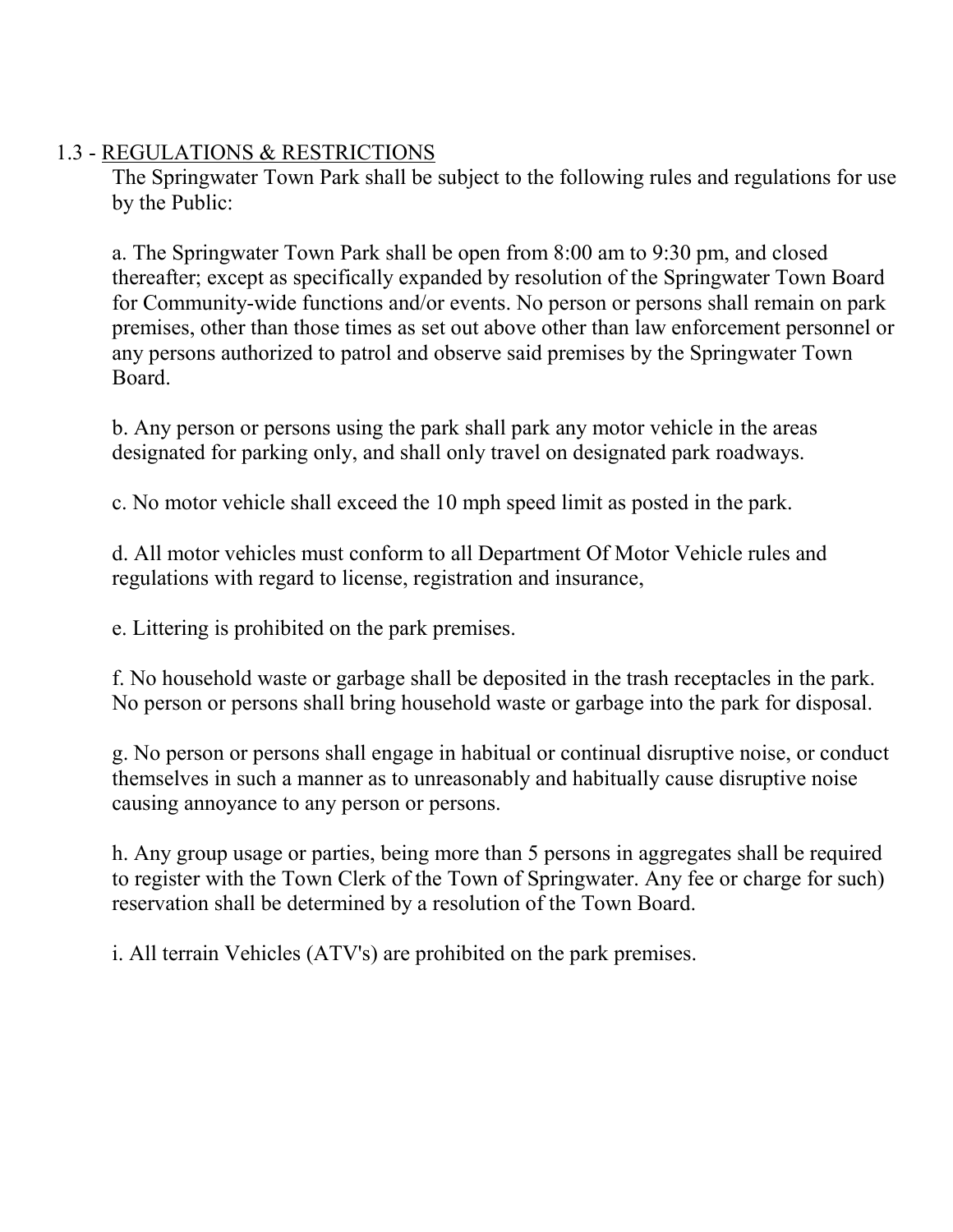1.3 - <u>REGULATIONS & RESTRICTIONS</u>

The Springwater Town Park shall be subject to the following rules and regulations for use by the Public:

a. The Springwater Town Park shall be open from 8:00 am to 9:30 pm, and closed thereafter; except as specifically expanded by resolution of the Springwater Town Board for Community-wide functions and/or events. No person or persons shall remain on park premises, other than those times as set out above other than law enforcement personnel or any persons authorized to patrol and observe said premises by the Springwater Town Board.

b. Any person or persons using the park shall park any motor vehicle in the areas designated for parking only, and shall only travel on designated park roadways.

c. No motor vehicle shall exceed the 10 mph speed limit as posted in the park.

d. All motor vehicles must conform to all Department Of Motor Vehicle rules and regulations with regard to license, registration and insurance,

e. Littering is prohibited on the park premises.

f. No household waste or garbage shall be deposited in the trash receptacles in the park. No person or persons shall bring household waste or garbage into the park for disposal.

g. No person or persons shall engage in habitual or continual disruptive noise, or conduct themselves in such a manner as to unreasonably and habitually cause disruptive noise causing annoyance to any person or persons.

h. Any group usage or parties, being more than 5 persons in aggregates shall be required to register with the Town Clerk of the Town of Springwater. Any fee or charge for such) reservation shall be determined by a resolution of the Town Board.

i. All terrain Vehicles (ATV's) are prohibited on the park premises.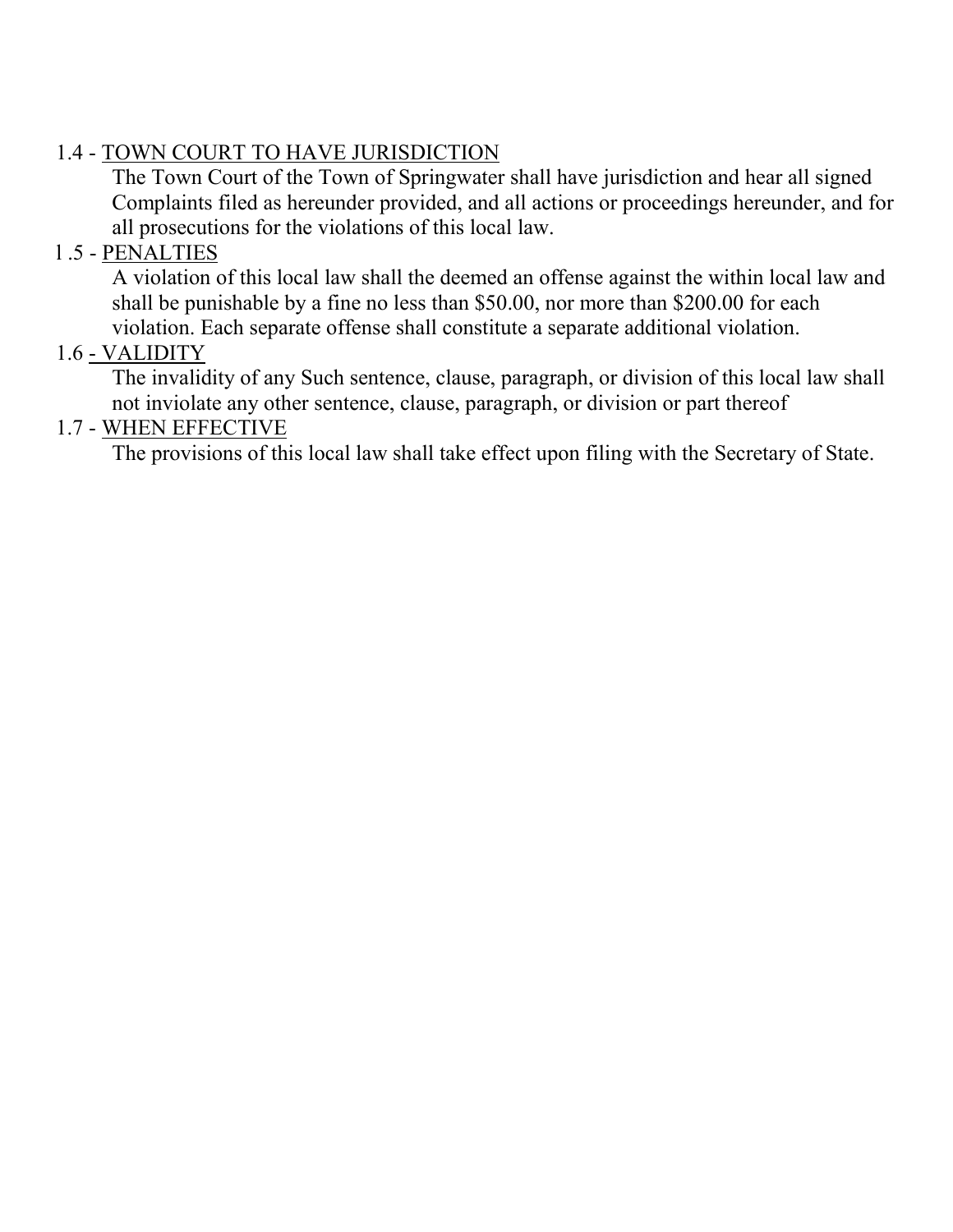1.4 - TOWN COURT TO HAVE JURISDICTION

The Town Court of the Town of Springwater shall have jurisdiction and hear all signed Complaints filed as hereunder provided, and all actions or proceedings hereunder, and for all prosecutions for the violations of this local law.

l .5 - PENALTIES

A violation of this local law shall the deemed an offense against the within local law and shall be punishable by a fine no less than $50.00, nor more than $200.00 for each violation. Each separate offense shall constitute a separate additional violation.

1.6 - VALIDITY

The invalidity of any Such sentence, clause, paragraph, or division of this local law shall not inviolate any other sentence, clause, paragraph, or division or part thereof

1.7 - WHEN EFFECTIVE

The provisions of this local law shall take effect upon filing with the Secretary of State.